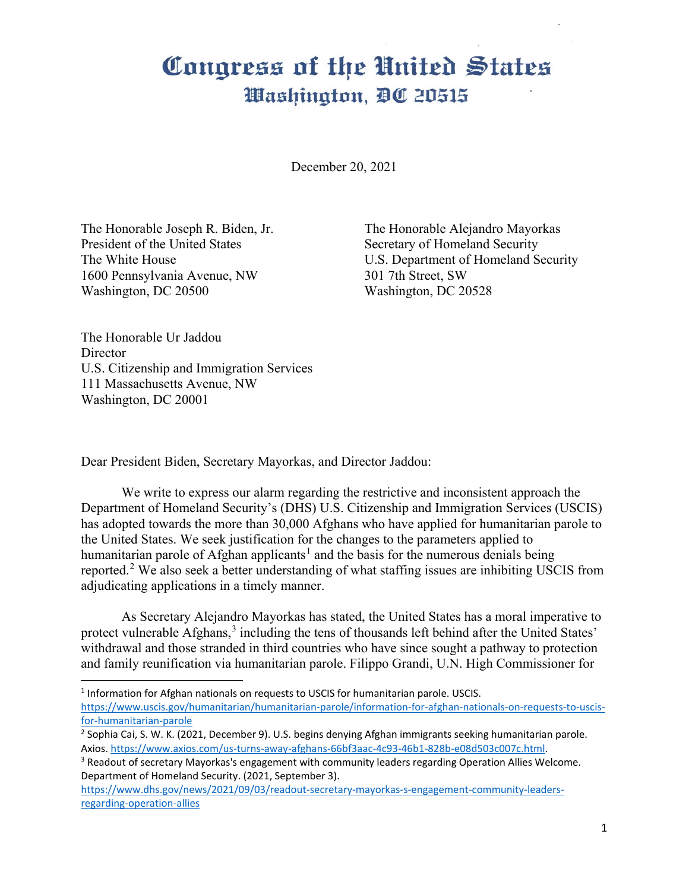# Congress of the United States
## Washington, DC 20515

December 20, 2021

The Honorable Joseph R. Biden, Jr.
President of the United States
The White House
1600 Pennsylvania Avenue, NW
Washington, DC 20500

The Honorable Alejandro Mayorkas
Secretary of Homeland Security
U.S. Department of Homeland Security
301 7th Street, SW
Washington, DC 20528

The Honorable Ur Jaddou
Director
U.S. Citizenship and Immigration Services
111 Massachusetts Avenue, NW
Washington, DC 20001

Dear President Biden, Secretary Mayorkas, and Director Jaddou:

We write to express our alarm regarding the restrictive and inconsistent approach the Department of Homeland Security's (DHS) U.S. Citizenship and Immigration Services (USCIS) has adopted towards the more than 30,000 Afghans who have applied for humanitarian parole to the United States. We seek justification for the changes to the parameters applied to humanitarian parole of Afghan applicants[1] and the basis for the numerous denials being reported.[2] We also seek a better understanding of what staffing issues are inhibiting USCIS from adjudicating applications in a timely manner.

As Secretary Alejandro Mayorkas has stated, the United States has a moral imperative to protect vulnerable Afghans,[3] including the tens of thousands left behind after the United States' withdrawal and those stranded in third countries who have since sought a pathway to protection and family reunification via humanitarian parole. Filippo Grandi, U.N. High Commissioner for

---

[1] Information for Afghan nationals on requests to USCIS for humanitarian parole. USCIS. https://www.uscis.gov/humanitarian/humanitarian-parole/information-for-afghan-nationals-on-requests-to-uscis-for-humanitarian-parole

[2] Sophia Cai, S. W. K. (2021, December 9). U.S. begins denying Afghan immigrants seeking humanitarian parole. Axios. https://www.axios.com/us-turns-away-afghans-66bf3aac-4c93-46b1-828b-e08d503c007c.html.

[3] Readout of secretary Mayorkas's engagement with community leaders regarding Operation Allies Welcome. Department of Homeland Security. (2021, September 3). https://www.dhs.gov/news/2021/09/03/readout-secretary-mayorkas-s-engagement-community-leaders-regarding-operation-allies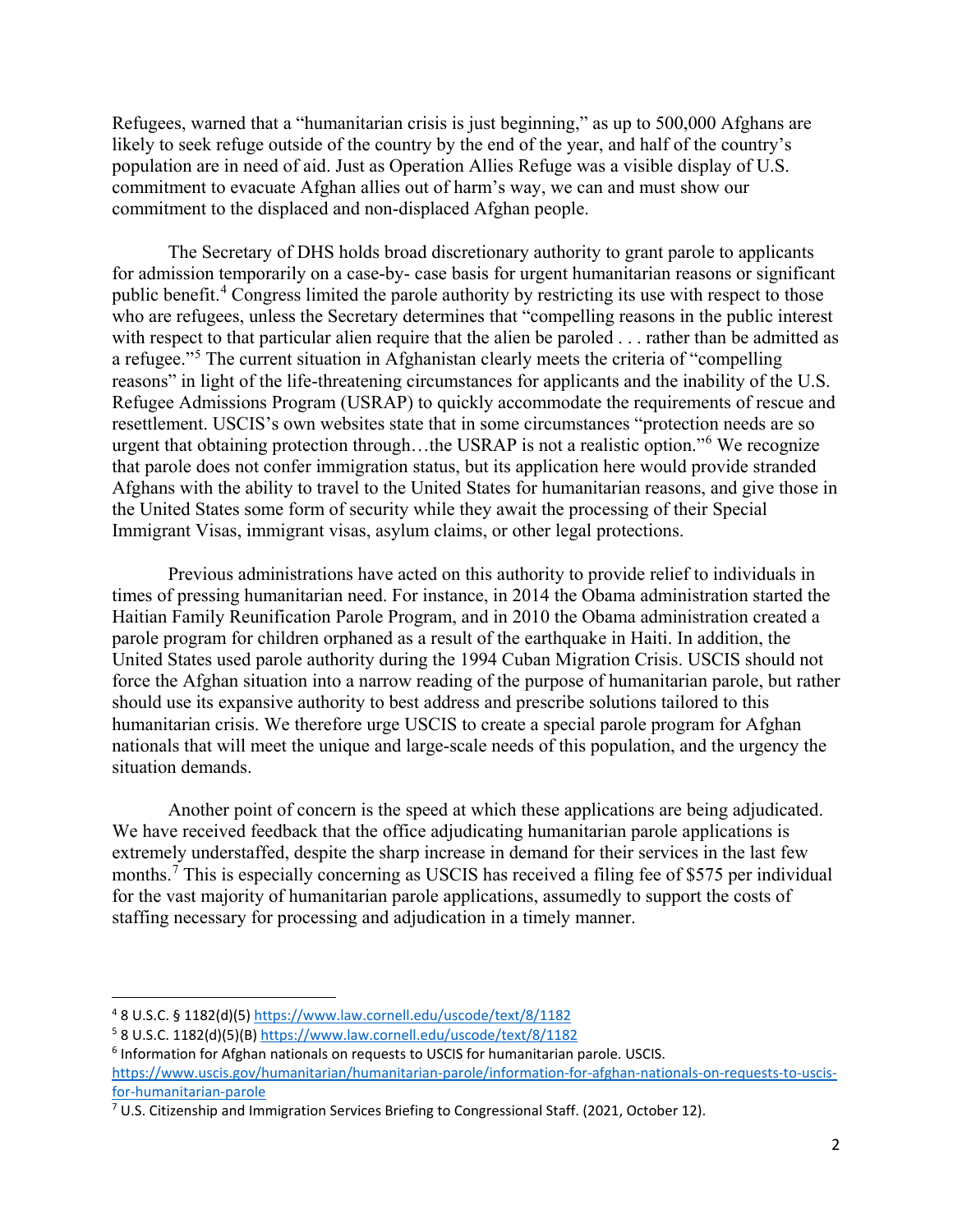Refugees, warned that a "humanitarian crisis is just beginning," as up to 500,000 Afghans are likely to seek refuge outside of the country by the end of the year, and half of the country's population are in need of aid. Just as Operation Allies Refuge was a visible display of U.S. commitment to evacuate Afghan allies out of harm's way, we can and must show our commitment to the displaced and non-displaced Afghan people.

The Secretary of DHS holds broad discretionary authority to grant parole to applicants for admission temporarily on a case-by- case basis for urgent humanitarian reasons or significant public benefit.[4] Congress limited the parole authority by restricting its use with respect to those who are refugees, unless the Secretary determines that "compelling reasons in the public interest with respect to that particular alien require that the alien be paroled . . . rather than be admitted as a refugee."[5] The current situation in Afghanistan clearly meets the criteria of "compelling reasons" in light of the life-threatening circumstances for applicants and the inability of the U.S. Refugee Admissions Program (USRAP) to quickly accommodate the requirements of rescue and resettlement. USCIS's own websites state that in some circumstances "protection needs are so urgent that obtaining protection through…the USRAP is not a realistic option."[6] We recognize that parole does not confer immigration status, but its application here would provide stranded Afghans with the ability to travel to the United States for humanitarian reasons, and give those in the United States some form of security while they await the processing of their Special Immigrant Visas, immigrant visas, asylum claims, or other legal protections.

Previous administrations have acted on this authority to provide relief to individuals in times of pressing humanitarian need. For instance, in 2014 the Obama administration started the Haitian Family Reunification Parole Program, and in 2010 the Obama administration created a parole program for children orphaned as a result of the earthquake in Haiti. In addition, the United States used parole authority during the 1994 Cuban Migration Crisis. USCIS should not force the Afghan situation into a narrow reading of the purpose of humanitarian parole, but rather should use its expansive authority to best address and prescribe solutions tailored to this humanitarian crisis. We therefore urge USCIS to create a special parole program for Afghan nationals that will meet the unique and large-scale needs of this population, and the urgency the situation demands.

Another point of concern is the speed at which these applications are being adjudicated. We have received feedback that the office adjudicating humanitarian parole applications is extremely understaffed, despite the sharp increase in demand for their services in the last few months.[7] This is especially concerning as USCIS has received a filing fee of $575 per individual for the vast majority of humanitarian parole applications, assumedly to support the costs of staffing necessary for processing and adjudication in a timely manner.

---

[4] 8 U.S.C. § 1182(d)(5) https://www.law.cornell.edu/uscode/text/8/1182

[5] 8 U.S.C. 1182(d)(5)(B) https://www.law.cornell.edu/uscode/text/8/1182

[6] Information for Afghan nationals on requests to USCIS for humanitarian parole. USCIS. https://www.uscis.gov/humanitarian/humanitarian-parole/information-for-afghan-nationals-on-requests-to-uscis-for-humanitarian-parole

[7] U.S. Citizenship and Immigration Services Briefing to Congressional Staff. (2021, October 12).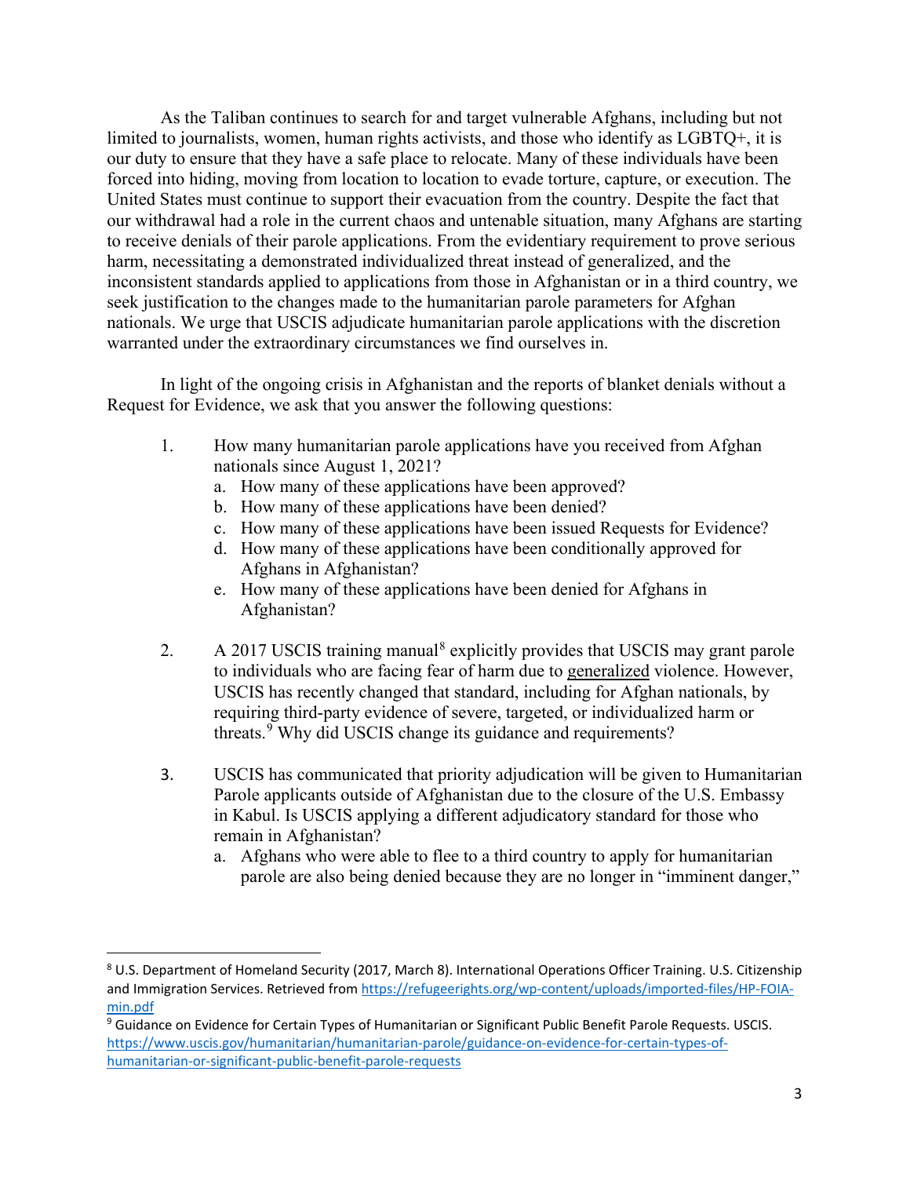As the Taliban continues to search for and target vulnerable Afghans, including but not limited to journalists, women, human rights activists, and those who identify as LGBTQ+, it is our duty to ensure that they have a safe place to relocate. Many of these individuals have been forced into hiding, moving from location to location to evade torture, capture, or execution. The United States must continue to support their evacuation from the country. Despite the fact that our withdrawal had a role in the current chaos and untenable situation, many Afghans are starting to receive denials of their parole applications. From the evidentiary requirement to prove serious harm, necessitating a demonstrated individualized threat instead of generalized, and the inconsistent standards applied to applications from those in Afghanistan or in a third country, we seek justification to the changes made to the humanitarian parole parameters for Afghan nationals. We urge that USCIS adjudicate humanitarian parole applications with the discretion warranted under the extraordinary circumstances we find ourselves in.

In light of the ongoing crisis in Afghanistan and the reports of blanket denials without a Request for Evidence, we ask that you answer the following questions:

1. How many humanitarian parole applications have you received from Afghan nationals since August 1, 2021?
   a. How many of these applications have been approved?
   b. How many of these applications have been denied?
   c. How many of these applications have been issued Requests for Evidence?
   d. How many of these applications have been conditionally approved for Afghans in Afghanistan?
   e. How many of these applications have been denied for Afghans in Afghanistan?

2. A 2017 USCIS training manual[8] explicitly provides that USCIS may grant parole to individuals who are facing fear of harm due to <u>generalized</u> violence. However, USCIS has recently changed that standard, including for Afghan nationals, by requiring third-party evidence of severe, targeted, or individualized harm or threats.[9] Why did USCIS change its guidance and requirements?

3. USCIS has communicated that priority adjudication will be given to Humanitarian Parole applicants outside of Afghanistan due to the closure of the U.S. Embassy in Kabul. Is USCIS applying a different adjudicatory standard for those who remain in Afghanistan?
   a. Afghans who were able to flee to a third country to apply for humanitarian parole are also being denied because they are no longer in "imminent danger,"

---

[8] U.S. Department of Homeland Security (2017, March 8). International Operations Officer Training. U.S. Citizenship and Immigration Services. Retrieved from https://refugeerights.org/wp-content/uploads/imported-files/HP-FOIA-min.pdf

[9] Guidance on Evidence for Certain Types of Humanitarian or Significant Public Benefit Parole Requests. USCIS. https://www.uscis.gov/humanitarian/humanitarian-parole/guidance-on-evidence-for-certain-types-of-humanitarian-or-significant-public-benefit-parole-requests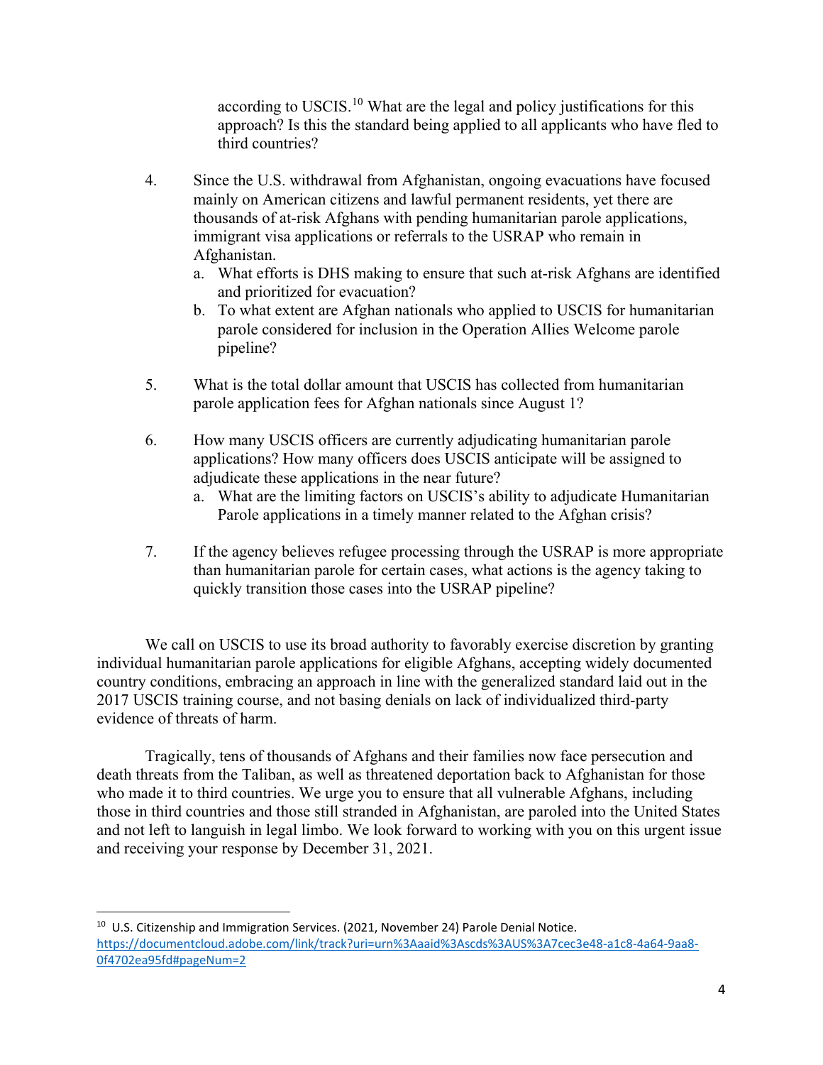according to USCIS.[10] What are the legal and policy justifications for this approach? Is this the standard being applied to all applicants who have fled to third countries?

4. Since the U.S. withdrawal from Afghanistan, ongoing evacuations have focused mainly on American citizens and lawful permanent residents, yet there are thousands of at-risk Afghans with pending humanitarian parole applications, immigrant visa applications or referrals to the USRAP who remain in Afghanistan.
   a. What efforts is DHS making to ensure that such at-risk Afghans are identified and prioritized for evacuation?
   b. To what extent are Afghan nationals who applied to USCIS for humanitarian parole considered for inclusion in the Operation Allies Welcome parole pipeline?

5. What is the total dollar amount that USCIS has collected from humanitarian parole application fees for Afghan nationals since August 1?

6. How many USCIS officers are currently adjudicating humanitarian parole applications? How many officers does USCIS anticipate will be assigned to adjudicate these applications in the near future?
   a. What are the limiting factors on USCIS's ability to adjudicate Humanitarian Parole applications in a timely manner related to the Afghan crisis?

7. If the agency believes refugee processing through the USRAP is more appropriate than humanitarian parole for certain cases, what actions is the agency taking to quickly transition those cases into the USRAP pipeline?

We call on USCIS to use its broad authority to favorably exercise discretion by granting individual humanitarian parole applications for eligible Afghans, accepting widely documented country conditions, embracing an approach in line with the generalized standard laid out in the 2017 USCIS training course, and not basing denials on lack of individualized third-party evidence of threats of harm.

Tragically, tens of thousands of Afghans and their families now face persecution and death threats from the Taliban, as well as threatened deportation back to Afghanistan for those who made it to third countries. We urge you to ensure that all vulnerable Afghans, including those in third countries and those still stranded in Afghanistan, are paroled into the United States and not left to languish in legal limbo. We look forward to working with you on this urgent issue and receiving your response by December 31, 2021.

---

[10] U.S. Citizenship and Immigration Services. (2021, November 24) Parole Denial Notice. https://documentcloud.adobe.com/link/track?uri=urn%3Aaaid%3Ascds%3AUS%3A7cec3e48-a1c8-4a64-9aa8-0f4702ea95fd#pageNum=2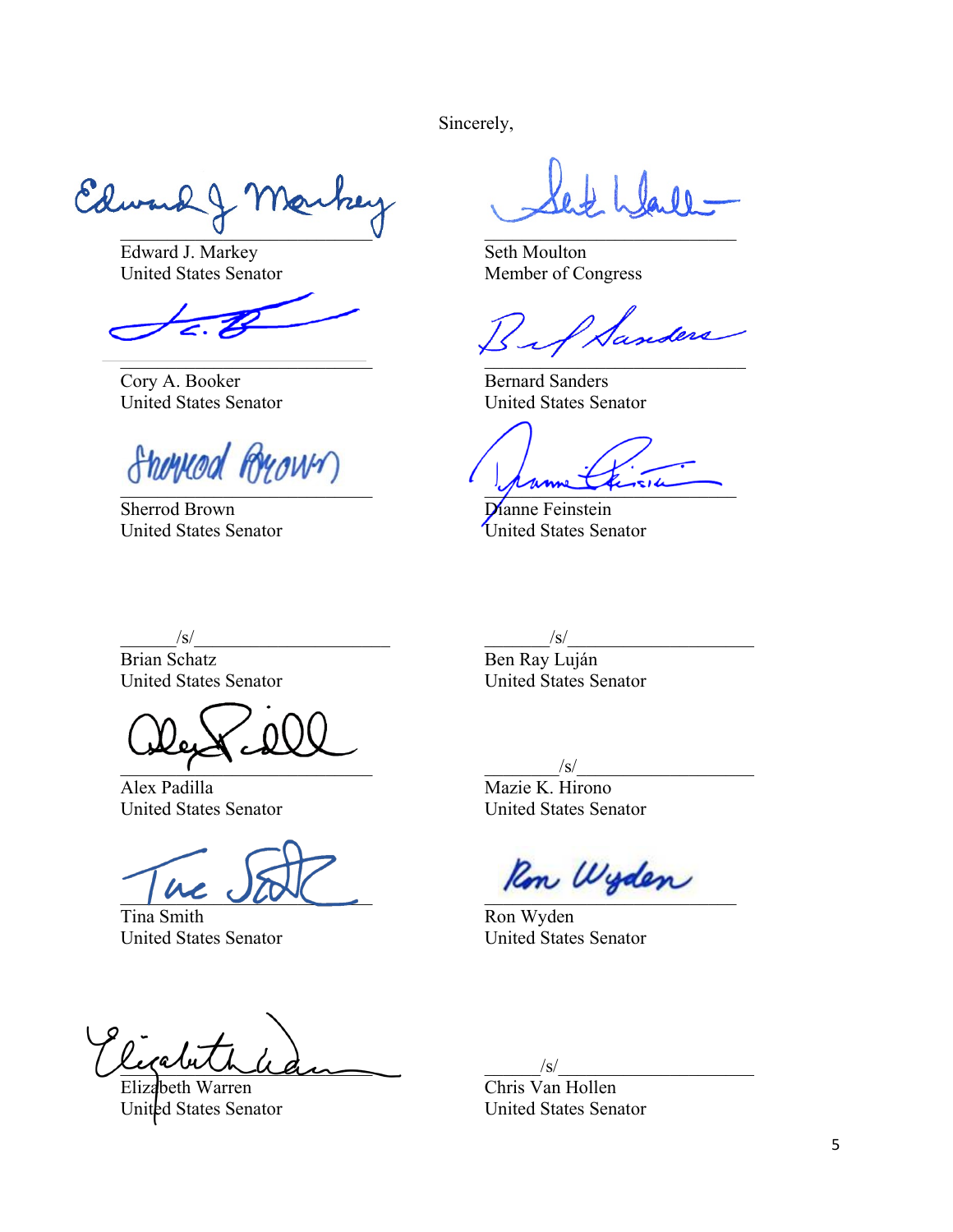Sincerely,

Edward J. Markey
United States Senator

Seth Moulton
Member of Congress

Cory A. Booker
United States Senator

Bernard Sanders
United States Senator

Sherrod Brown
United States Senator

Dianne Feinstein
United States Senator

/s/
Brian Schatz
United States Senator

/s/
Ben Ray Luján
United States Senator

Alex Padilla
United States Senator

/s/
Mazie K. Hirono
United States Senator

Tina Smith
United States Senator

Ron Wyden
United States Senator

Elizabeth Warren
United States Senator

/s/
Chris Van Hollen
United States Senator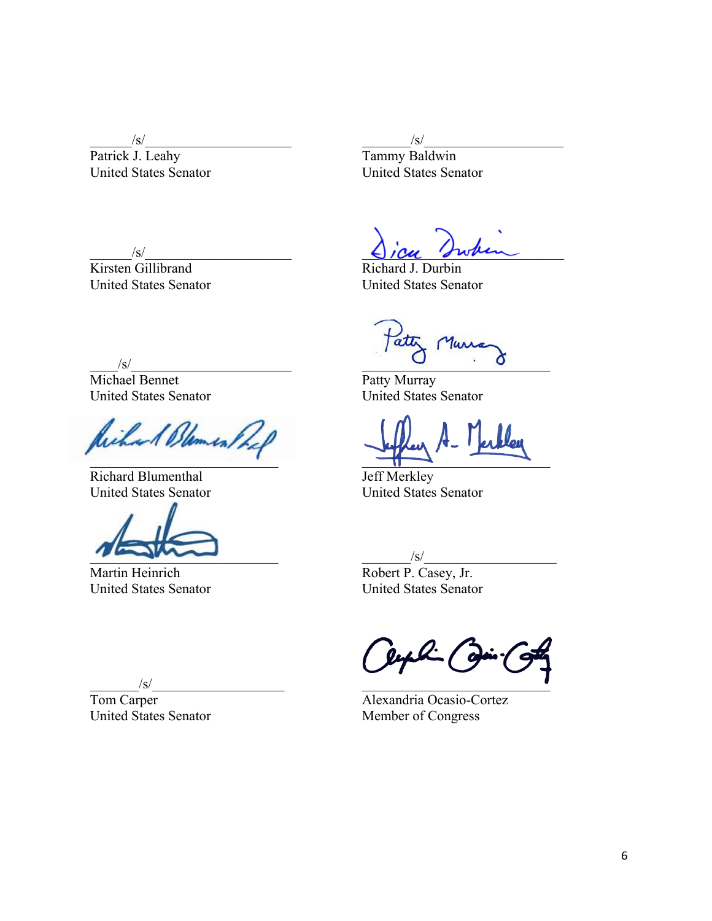/s/
Patrick J. Leahy
United States Senator

/s/
Tammy Baldwin
United States Senator

/s/
Kirsten Gillibrand
United States Senator

Richard J. Durbin
United States Senator

/s/
Michael Bennet
United States Senator

Patty Murray
United States Senator

Richard Blumenthal
United States Senator

Jeff Merkley
United States Senator

Martin Heinrich
United States Senator

/s/
Robert P. Casey, Jr.
United States Senator

/s/
Tom Carper
United States Senator

Alexandria Ocasio-Cortez
Member of Congress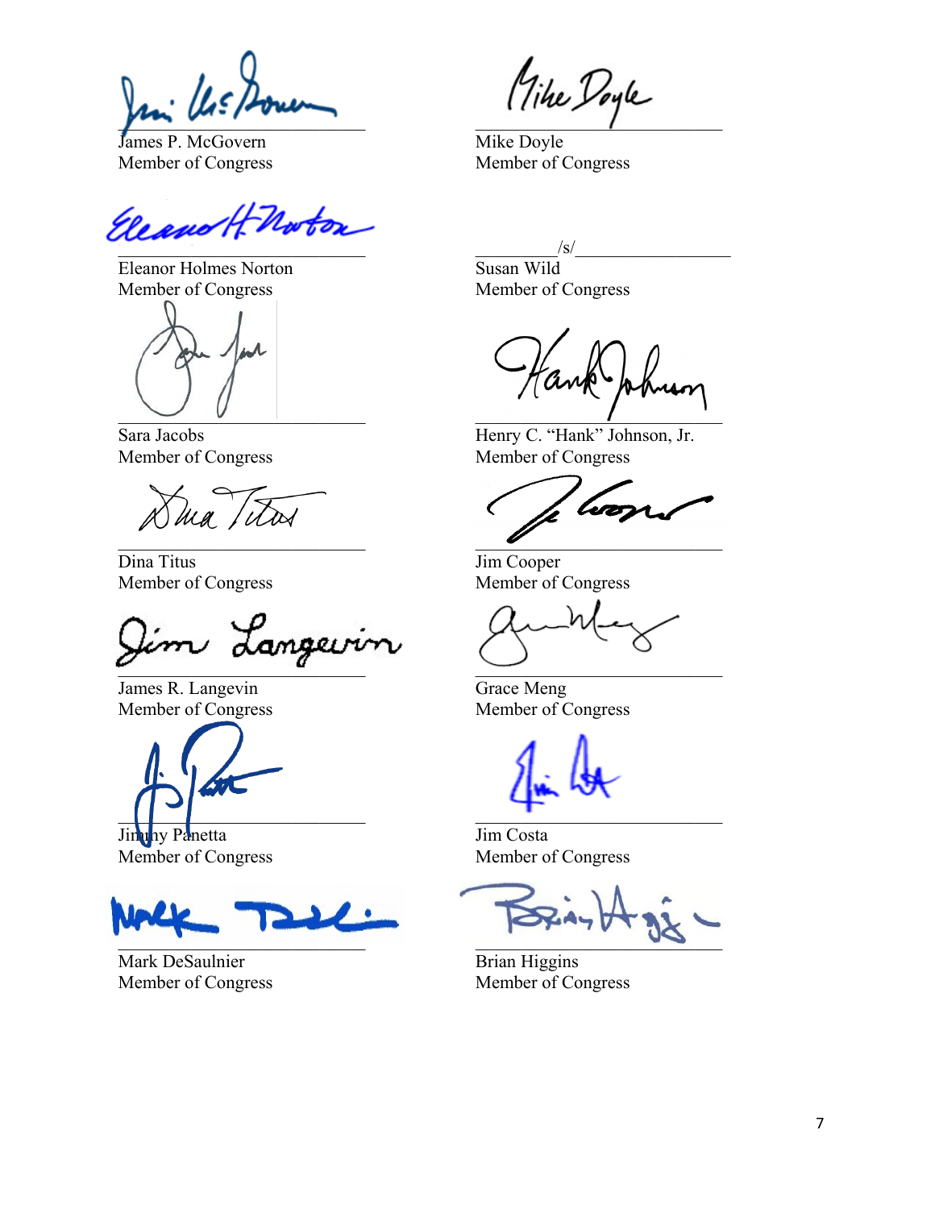James P. McGovern
Member of Congress

Mike Doyle
Member of Congress

Eleanor Holmes Norton
Member of Congress

/s/
Susan Wild
Member of Congress

Sara Jacobs
Member of Congress

Henry C. "Hank" Johnson, Jr.
Member of Congress

Dina Titus
Member of Congress

Jim Cooper
Member of Congress

James R. Langevin
Member of Congress

Grace Meng
Member of Congress

Jimmy Panetta
Member of Congress

Jim Costa
Member of Congress

Mark DeSaulnier
Member of Congress

Brian Higgins
Member of Congress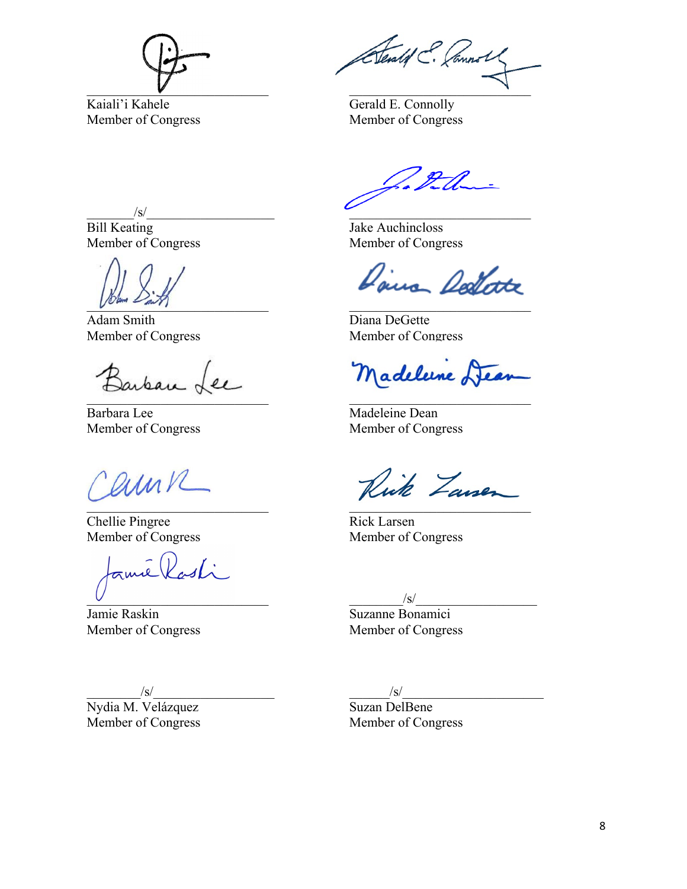Kaiali'i Kahele
Member of Congress

Gerald E. Connolly
Member of Congress

/s/
Bill Keating
Member of Congress

Jake Auchincloss
Member of Congress

Adam Smith
Member of Congress

Diana DeGette
Member of Congress

Barbara Lee
Member of Congress

Madeleine Dean
Member of Congress

Chellie Pingree
Member of Congress

Rick Larsen
Member of Congress

Jamie Raskin
Member of Congress

/s/
Suzanne Bonamici
Member of Congress

/s/
Nydia M. Velázquez
Member of Congress

/s/
Suzan DelBene
Member of Congress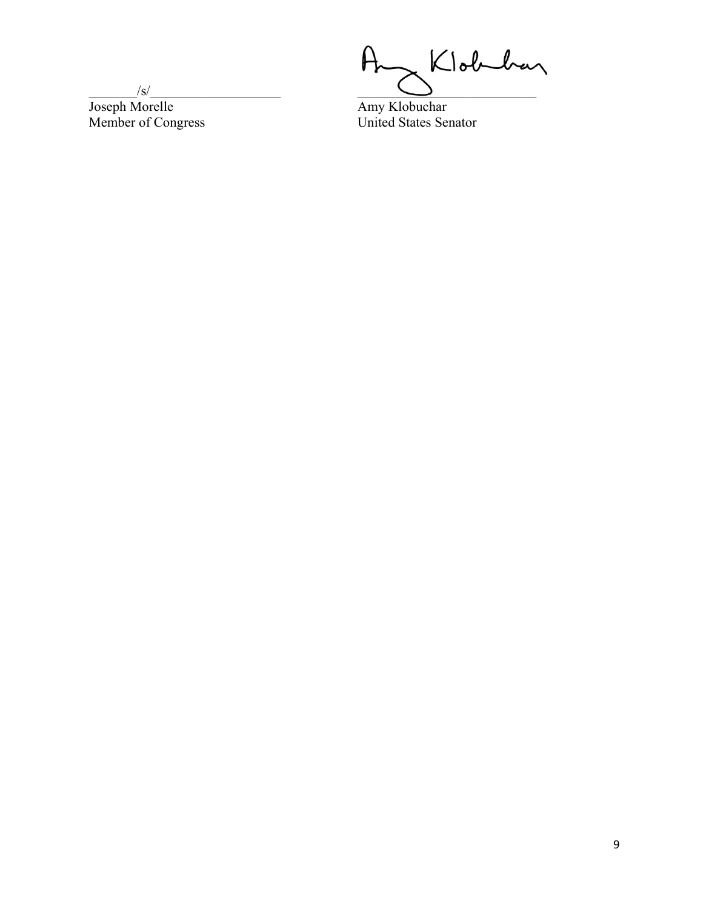_______/s/___________________

Joseph Morelle
Member of Congress

Amy Klobuchar
United States Senator